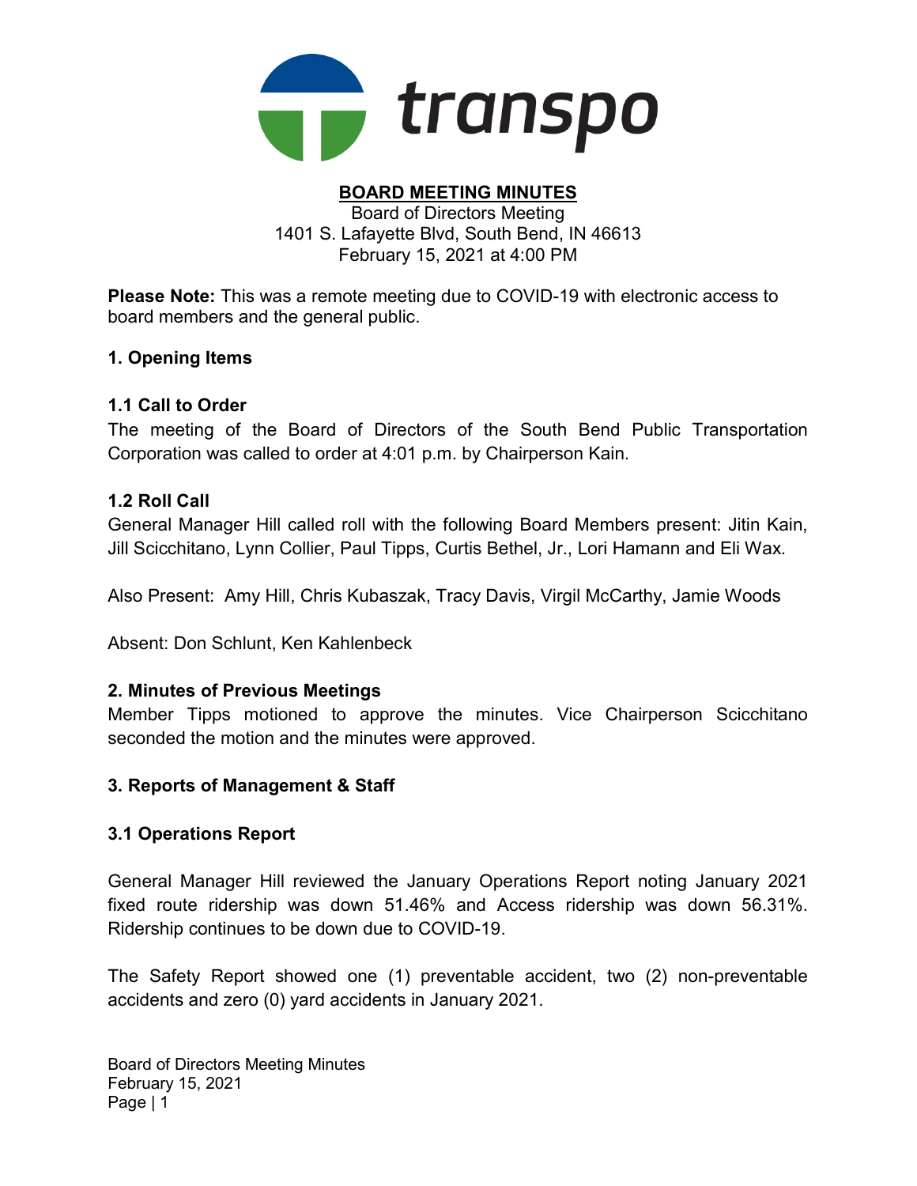transpo

**BOARD MEETING MINUTES**

Board of Directors Meeting
1401 S. Lafayette Blvd, South Bend, IN 46613
February 15, 2021 at 4:00 PM

**Please Note:** This was a remote meeting due to COVID-19 with electronic access to board members and the general public.

## 1. Opening Items

### 1.1 Call to Order

The meeting of the Board of Directors of the South Bend Public Transportation Corporation was called to order at 4:01 p.m. by Chairperson Kain.

### 1.2 Roll Call

General Manager Hill called roll with the following Board Members present: Jitin Kain, Jill Scicchitano, Lynn Collier, Paul Tipps, Curtis Bethel, Jr., Lori Hamann and Eli Wax.

Also Present: Amy Hill, Chris Kubaszak, Tracy Davis, Virgil McCarthy, Jamie Woods

Absent: Don Schlunt, Ken Kahlenbeck

## 2. Minutes of Previous Meetings

Member Tipps motioned to approve the minutes. Vice Chairperson Scicchitano seconded the motion and the minutes were approved.

## 3. Reports of Management & Staff

### 3.1 Operations Report

General Manager Hill reviewed the January Operations Report noting January 2021 fixed route ridership was down 51.46% and Access ridership was down 56.31%. Ridership continues to be down due to COVID-19.

The Safety Report showed one (1) preventable accident, two (2) non-preventable accidents and zero (0) yard accidents in January 2021.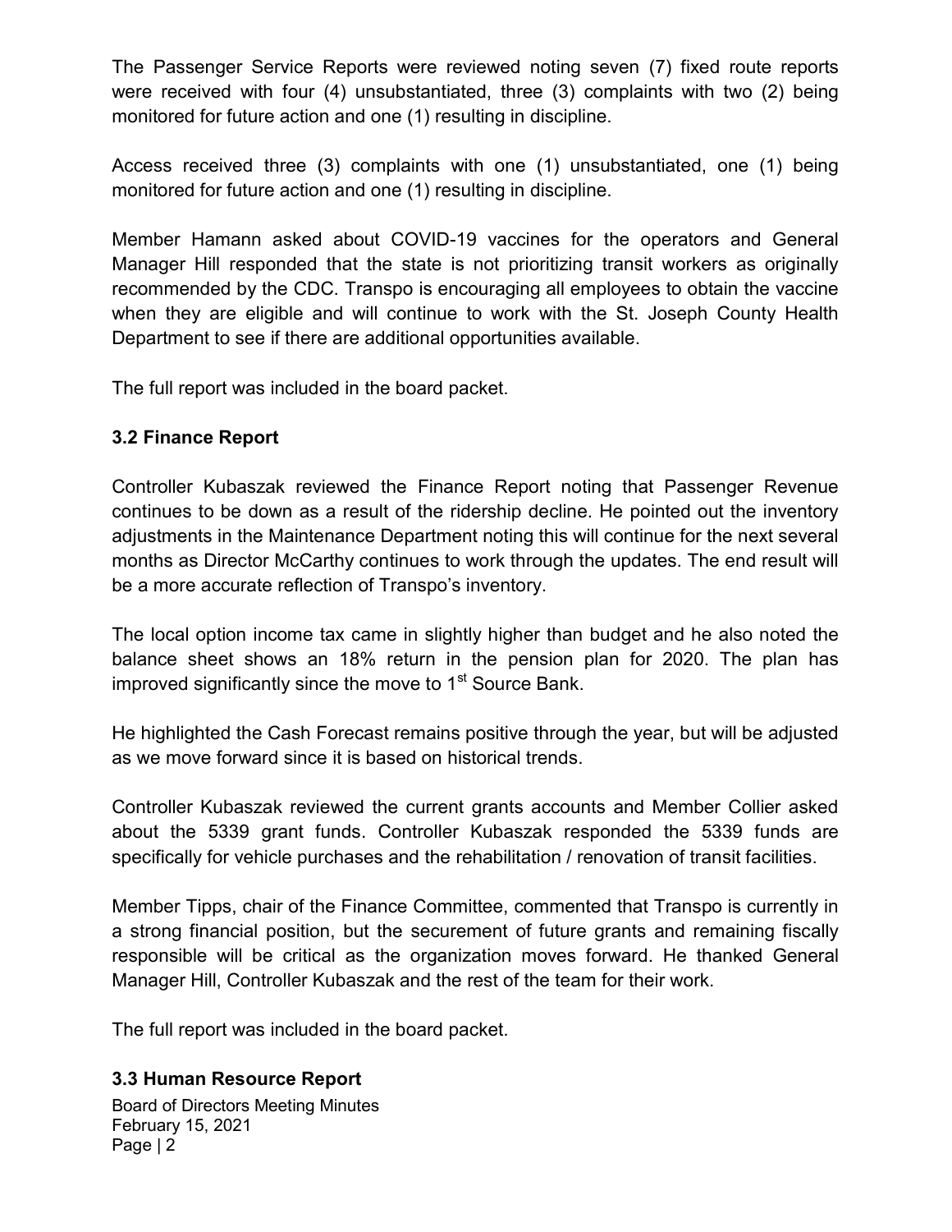The Passenger Service Reports were reviewed noting seven (7) fixed route reports were received with four (4) unsubstantiated, three (3) complaints with two (2) being monitored for future action and one (1) resulting in discipline.

Access received three (3) complaints with one (1) unsubstantiated, one (1) being monitored for future action and one (1) resulting in discipline.

Member Hamann asked about COVID-19 vaccines for the operators and General Manager Hill responded that the state is not prioritizing transit workers as originally recommended by the CDC. Transpo is encouraging all employees to obtain the vaccine when they are eligible and will continue to work with the St. Joseph County Health Department to see if there are additional opportunities available.

The full report was included in the board packet.

### 3.2 Finance Report

Controller Kubaszak reviewed the Finance Report noting that Passenger Revenue continues to be down as a result of the ridership decline. He pointed out the inventory adjustments in the Maintenance Department noting this will continue for the next several months as Director McCarthy continues to work through the updates. The end result will be a more accurate reflection of Transpo's inventory.

The local option income tax came in slightly higher than budget and he also noted the balance sheet shows an 18% return in the pension plan for 2020. The plan has improved significantly since the move to 1st Source Bank.

He highlighted the Cash Forecast remains positive through the year, but will be adjusted as we move forward since it is based on historical trends.

Controller Kubaszak reviewed the current grants accounts and Member Collier asked about the 5339 grant funds. Controller Kubaszak responded the 5339 funds are specifically for vehicle purchases and the rehabilitation / renovation of transit facilities.

Member Tipps, chair of the Finance Committee, commented that Transpo is currently in a strong financial position, but the securement of future grants and remaining fiscally responsible will be critical as the organization moves forward. He thanked General Manager Hill, Controller Kubaszak and the rest of the team for their work.

The full report was included in the board packet.

### 3.3 Human Resource Report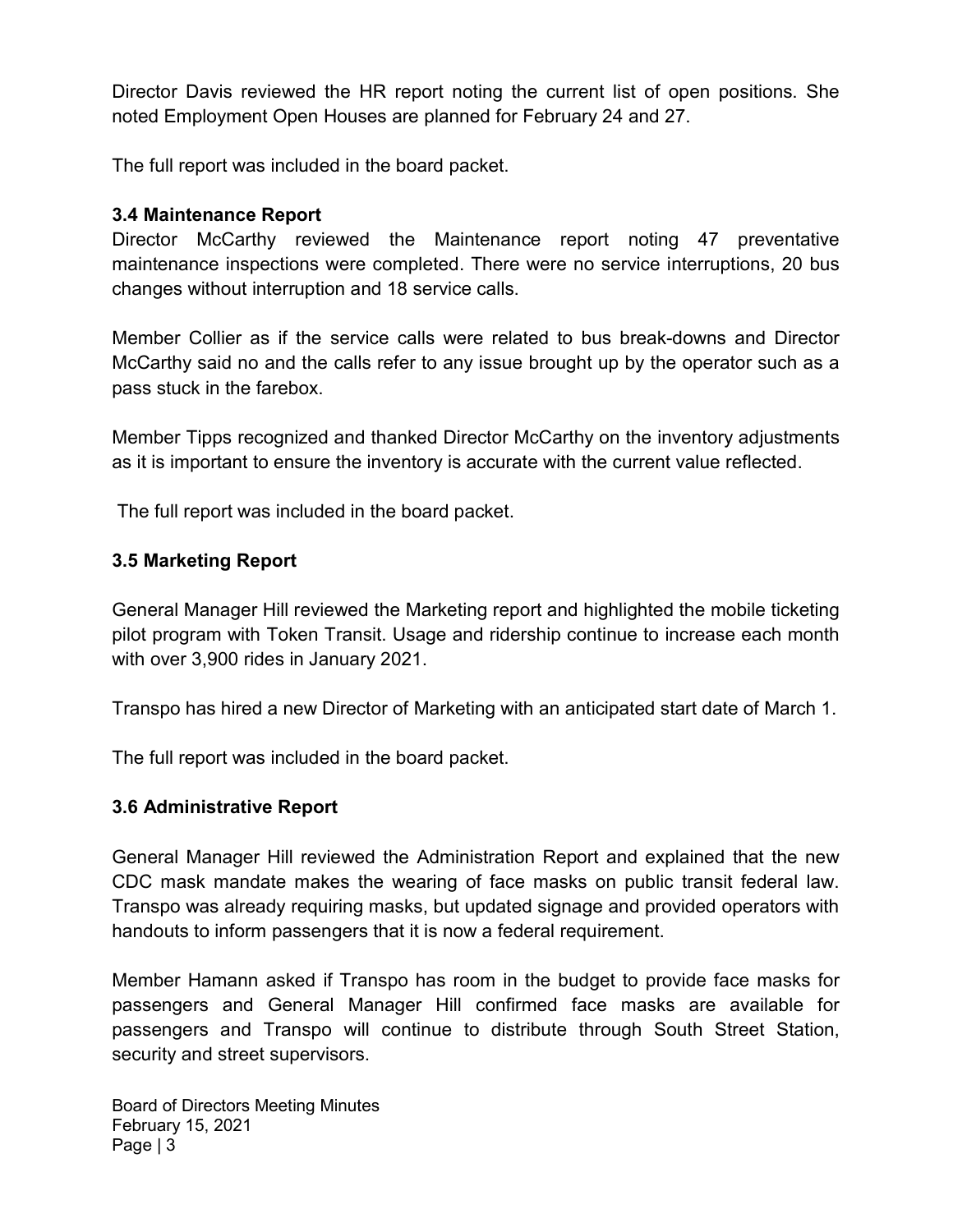Director Davis reviewed the HR report noting the current list of open positions. She noted Employment Open Houses are planned for February 24 and 27.

The full report was included in the board packet.

### 3.4 Maintenance Report

Director McCarthy reviewed the Maintenance report noting 47 preventative maintenance inspections were completed. There were no service interruptions, 20 bus changes without interruption and 18 service calls.

Member Collier as if the service calls were related to bus break-downs and Director McCarthy said no and the calls refer to any issue brought up by the operator such as a pass stuck in the farebox.

Member Tipps recognized and thanked Director McCarthy on the inventory adjustments as it is important to ensure the inventory is accurate with the current value reflected.

The full report was included in the board packet.

### 3.5 Marketing Report

General Manager Hill reviewed the Marketing report and highlighted the mobile ticketing pilot program with Token Transit. Usage and ridership continue to increase each month with over 3,900 rides in January 2021.

Transpo has hired a new Director of Marketing with an anticipated start date of March 1.

The full report was included in the board packet.

### 3.6 Administrative Report

General Manager Hill reviewed the Administration Report and explained that the new CDC mask mandate makes the wearing of face masks on public transit federal law. Transpo was already requiring masks, but updated signage and provided operators with handouts to inform passengers that it is now a federal requirement.

Member Hamann asked if Transpo has room in the budget to provide face masks for passengers and General Manager Hill confirmed face masks are available for passengers and Transpo will continue to distribute through South Street Station, security and street supervisors.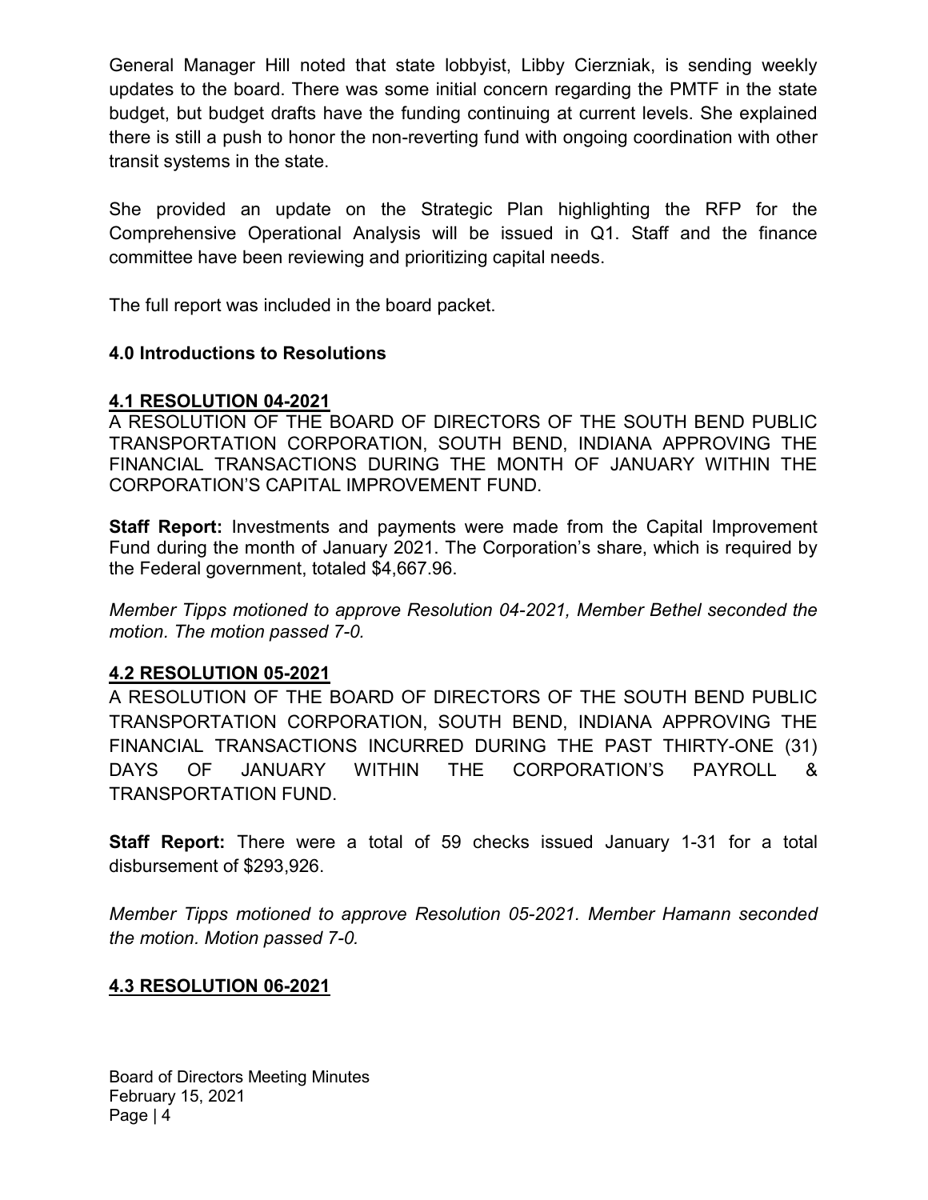General Manager Hill noted that state lobbyist, Libby Cierzniak, is sending weekly updates to the board. There was some initial concern regarding the PMTF in the state budget, but budget drafts have the funding continuing at current levels. She explained there is still a push to honor the non-reverting fund with ongoing coordination with other transit systems in the state.

She provided an update on the Strategic Plan highlighting the RFP for the Comprehensive Operational Analysis will be issued in Q1. Staff and the finance committee have been reviewing and prioritizing capital needs.

The full report was included in the board packet.

### 4.0 Introductions to Resolutions

#### 4.1 RESOLUTION 04-2021

A RESOLUTION OF THE BOARD OF DIRECTORS OF THE SOUTH BEND PUBLIC TRANSPORTATION CORPORATION, SOUTH BEND, INDIANA APPROVING THE FINANCIAL TRANSACTIONS DURING THE MONTH OF JANUARY WITHIN THE CORPORATION'S CAPITAL IMPROVEMENT FUND.

**Staff Report:** Investments and payments were made from the Capital Improvement Fund during the month of January 2021. The Corporation's share, which is required by the Federal government, totaled $4,667.96.

*Member Tipps motioned to approve Resolution 04-2021, Member Bethel seconded the motion. The motion passed 7-0.*

#### 4.2 RESOLUTION 05-2021

A RESOLUTION OF THE BOARD OF DIRECTORS OF THE SOUTH BEND PUBLIC TRANSPORTATION CORPORATION, SOUTH BEND, INDIANA APPROVING THE FINANCIAL TRANSACTIONS INCURRED DURING THE PAST THIRTY-ONE (31) DAYS OF JANUARY WITHIN THE CORPORATION'S PAYROLL & TRANSPORTATION FUND.

**Staff Report:** There were a total of 59 checks issued January 1-31 for a total disbursement of $293,926.

*Member Tipps motioned to approve Resolution 05-2021. Member Hamann seconded the motion. Motion passed 7-0.*

#### 4.3 RESOLUTION 06-2021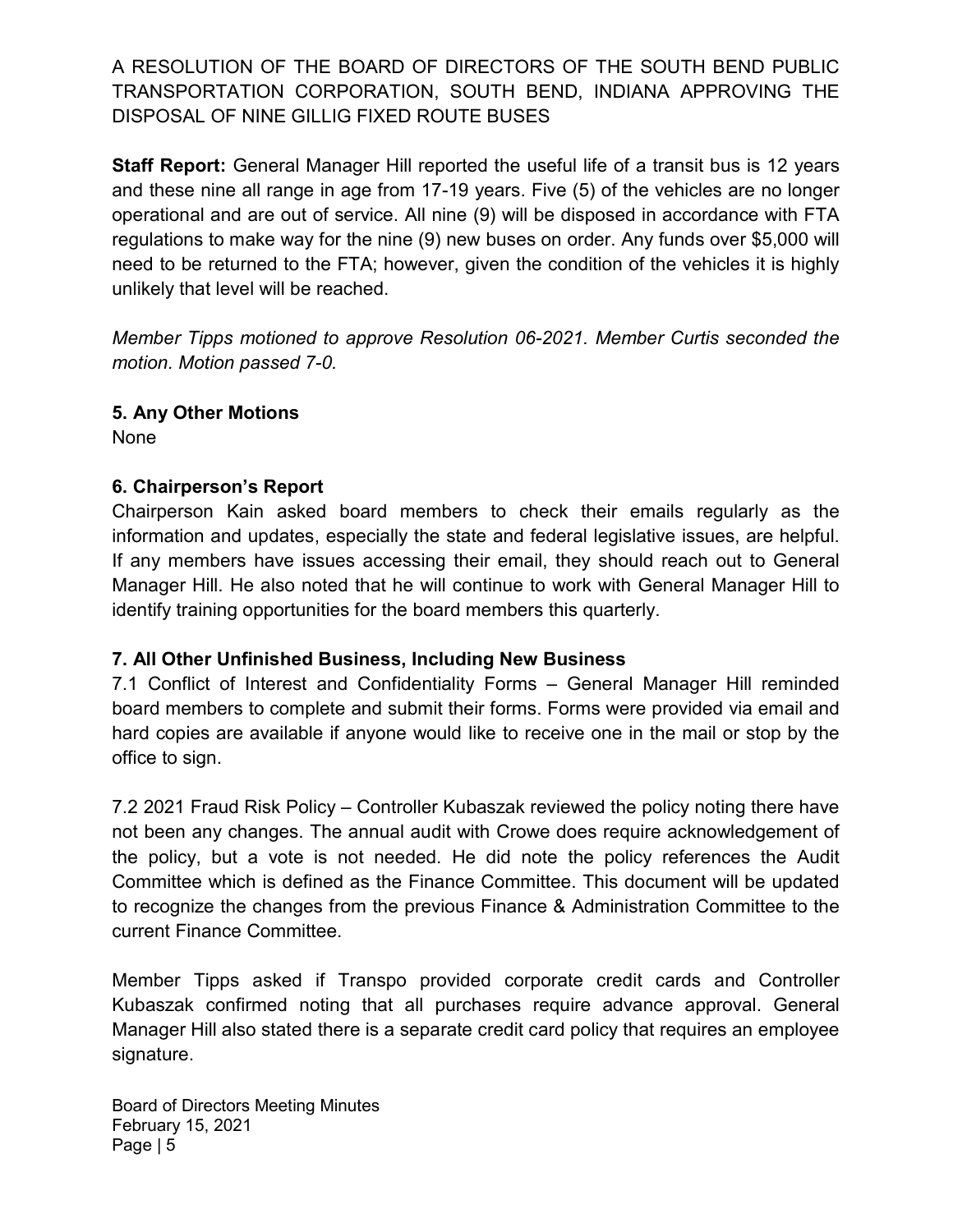A RESOLUTION OF THE BOARD OF DIRECTORS OF THE SOUTH BEND PUBLIC TRANSPORTATION CORPORATION, SOUTH BEND, INDIANA APPROVING THE DISPOSAL OF NINE GILLIG FIXED ROUTE BUSES

**Staff Report:** General Manager Hill reported the useful life of a transit bus is 12 years and these nine all range in age from 17-19 years. Five (5) of the vehicles are no longer operational and are out of service. All nine (9) will be disposed in accordance with FTA regulations to make way for the nine (9) new buses on order. Any funds over $5,000 will need to be returned to the FTA; however, given the condition of the vehicles it is highly unlikely that level will be reached.

*Member Tipps motioned to approve Resolution 06-2021. Member Curtis seconded the motion. Motion passed 7-0.*

## 5. Any Other Motions

None

## 6. Chairperson's Report

Chairperson Kain asked board members to check their emails regularly as the information and updates, especially the state and federal legislative issues, are helpful. If any members have issues accessing their email, they should reach out to General Manager Hill. He also noted that he will continue to work with General Manager Hill to identify training opportunities for the board members this quarterly.

## 7. All Other Unfinished Business, Including New Business

7.1 Conflict of Interest and Confidentiality Forms – General Manager Hill reminded board members to complete and submit their forms. Forms were provided via email and hard copies are available if anyone would like to receive one in the mail or stop by the office to sign.

7.2 2021 Fraud Risk Policy – Controller Kubaszak reviewed the policy noting there have not been any changes. The annual audit with Crowe does require acknowledgement of the policy, but a vote is not needed. He did note the policy references the Audit Committee which is defined as the Finance Committee. This document will be updated to recognize the changes from the previous Finance & Administration Committee to the current Finance Committee.

Member Tipps asked if Transpo provided corporate credit cards and Controller Kubaszak confirmed noting that all purchases require advance approval. General Manager Hill also stated there is a separate credit card policy that requires an employee signature.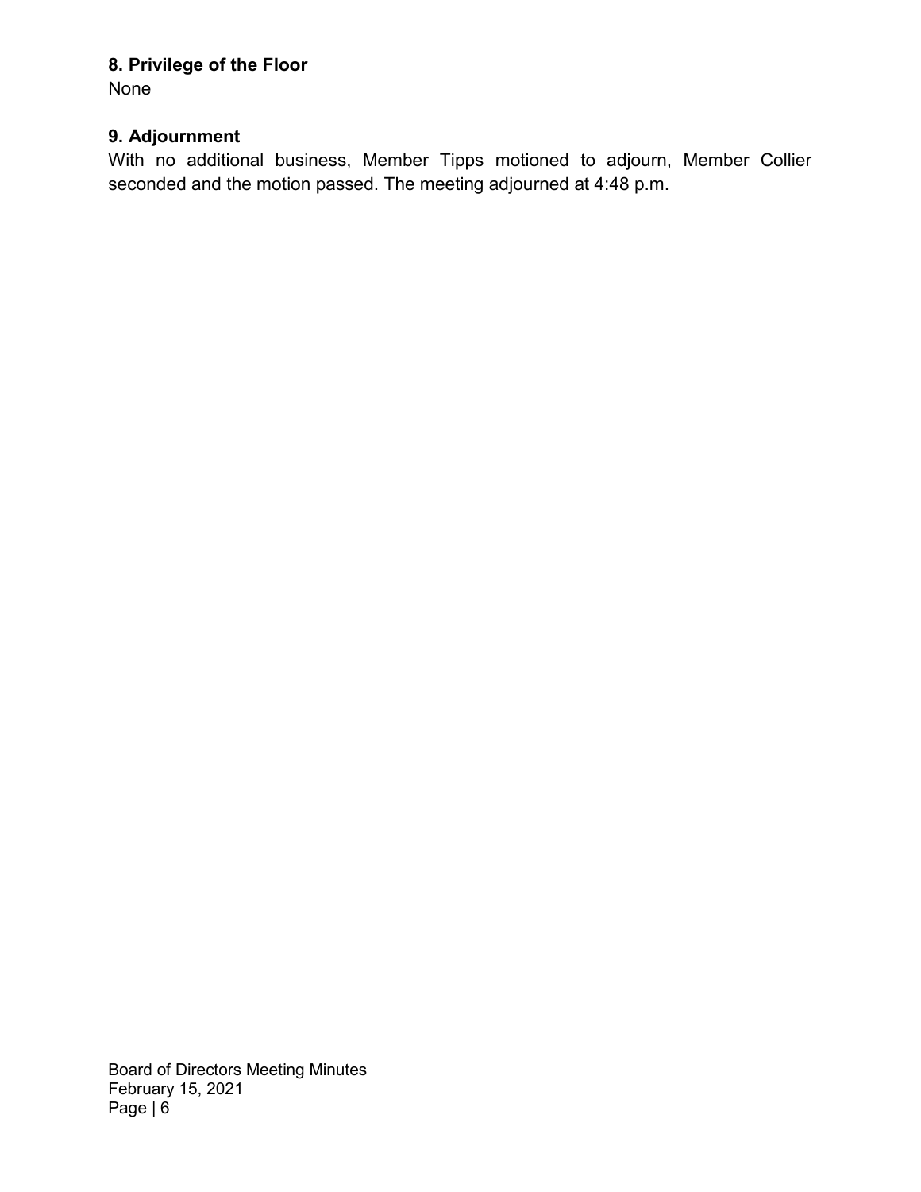### 8. Privilege of the Floor

None

### 9. Adjournment

With no additional business, Member Tipps motioned to adjourn, Member Collier seconded and the motion passed. The meeting adjourned at 4:48 p.m.